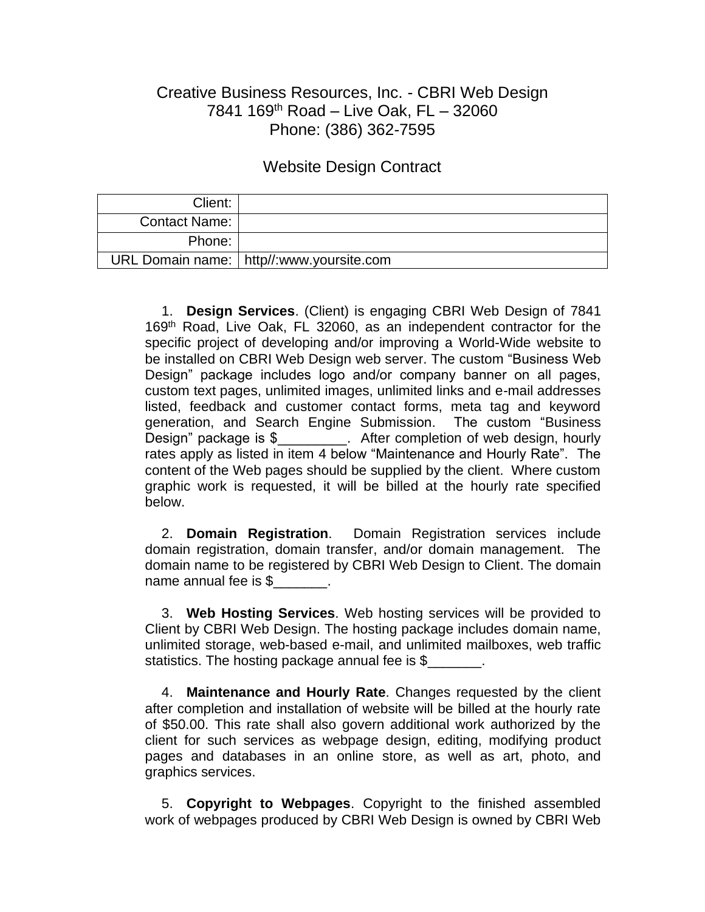Creative Business Resources, Inc. - CBRI Web Design
7841 169th Road – Live Oak, FL – 32060
Phone: (386) 362-7595

# Website Design Contract

| Client: | |
|---|---|
| Contact Name: | |
| Phone: | |
| URL Domain name: | http//:www.yoursite.com |

1. **Design Services**. (Client) is engaging CBRI Web Design of 7841 169th Road, Live Oak, FL 32060, as an independent contractor for the specific project of developing and/or improving a World-Wide website to be installed on CBRI Web Design web server. The custom "Business Web Design" package includes logo and/or company banner on all pages, custom text pages, unlimited images, unlimited links and e-mail addresses listed, feedback and customer contact forms, meta tag and keyword generation, and Search Engine Submission. The custom "Business Design" package is $_________. After completion of web design, hourly rates apply as listed in item 4 below "Maintenance and Hourly Rate". The content of the Web pages should be supplied by the client. Where custom graphic work is requested, it will be billed at the hourly rate specified below.

2. **Domain Registration**. Domain Registration services include domain registration, domain transfer, and/or domain management. The domain name to be registered by CBRI Web Design to Client. The domain name annual fee is $_______.

3. **Web Hosting Services**. Web hosting services will be provided to Client by CBRI Web Design. The hosting package includes domain name, unlimited storage, web-based e-mail, and unlimited mailboxes, web traffic statistics. The hosting package annual fee is $_______.

4. **Maintenance and Hourly Rate**. Changes requested by the client after completion and installation of website will be billed at the hourly rate of $50.00. This rate shall also govern additional work authorized by the client for such services as webpage design, editing, modifying product pages and databases in an online store, as well as art, photo, and graphics services.

5. **Copyright to Webpages**. Copyright to the finished assembled work of webpages produced by CBRI Web Design is owned by CBRI Web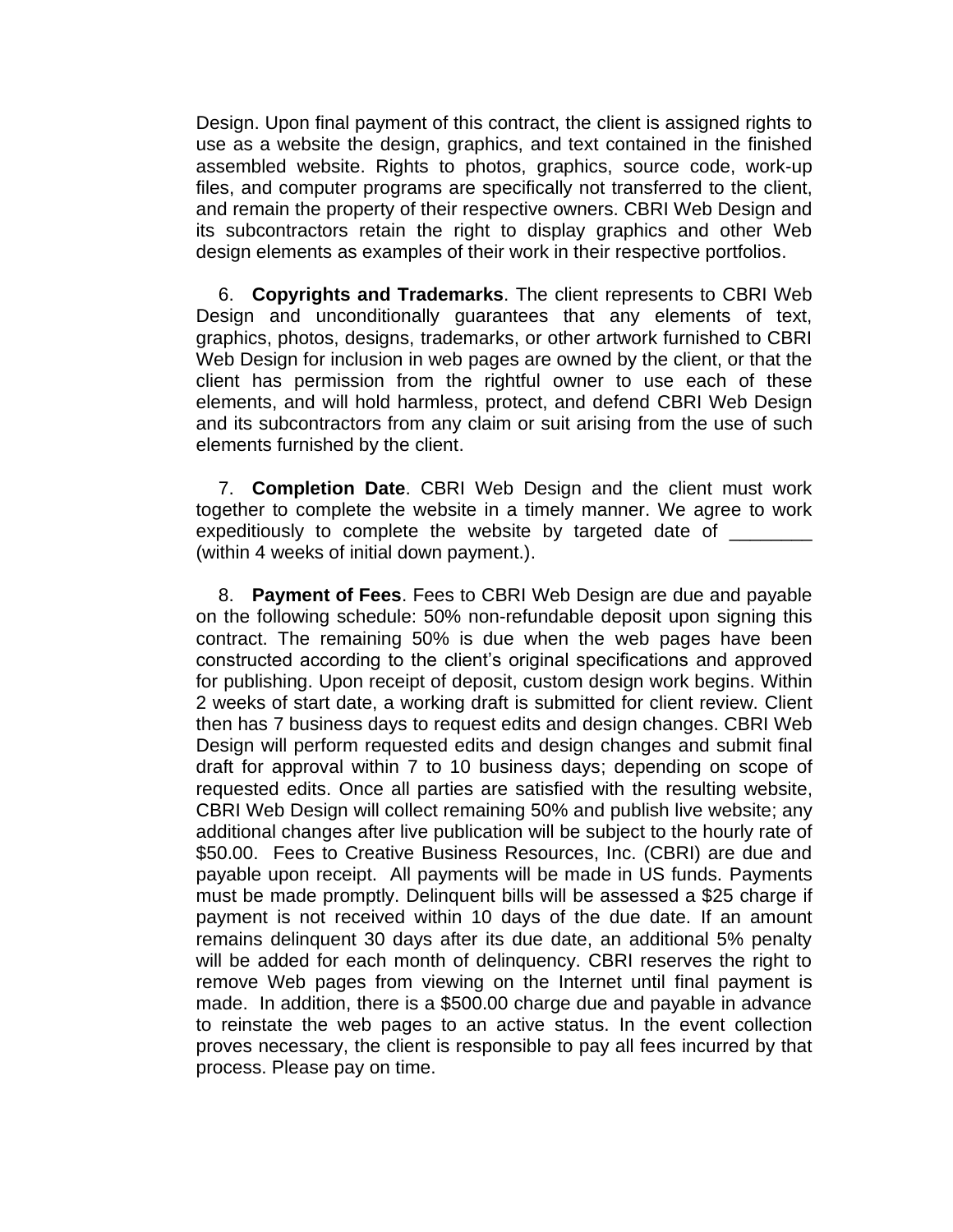Design. Upon final payment of this contract, the client is assigned rights to use as a website the design, graphics, and text contained in the finished assembled website. Rights to photos, graphics, source code, work-up files, and computer programs are specifically not transferred to the client, and remain the property of their respective owners. CBRI Web Design and its subcontractors retain the right to display graphics and other Web design elements as examples of their work in their respective portfolios.

6. **Copyrights and Trademarks**. The client represents to CBRI Web Design and unconditionally guarantees that any elements of text, graphics, photos, designs, trademarks, or other artwork furnished to CBRI Web Design for inclusion in web pages are owned by the client, or that the client has permission from the rightful owner to use each of these elements, and will hold harmless, protect, and defend CBRI Web Design and its subcontractors from any claim or suit arising from the use of such elements furnished by the client.

7. **Completion Date**. CBRI Web Design and the client must work together to complete the website in a timely manner. We agree to work expeditiously to complete the website by targeted date of ________ (within 4 weeks of initial down payment.).

8. **Payment of Fees**. Fees to CBRI Web Design are due and payable on the following schedule: 50% non-refundable deposit upon signing this contract. The remaining 50% is due when the web pages have been constructed according to the client's original specifications and approved for publishing. Upon receipt of deposit, custom design work begins. Within 2 weeks of start date, a working draft is submitted for client review. Client then has 7 business days to request edits and design changes. CBRI Web Design will perform requested edits and design changes and submit final draft for approval within 7 to 10 business days; depending on scope of requested edits. Once all parties are satisfied with the resulting website, CBRI Web Design will collect remaining 50% and publish live website; any additional changes after live publication will be subject to the hourly rate of $50.00. Fees to Creative Business Resources, Inc. (CBRI) are due and payable upon receipt. All payments will be made in US funds. Payments must be made promptly. Delinquent bills will be assessed a $25 charge if payment is not received within 10 days of the due date. If an amount remains delinquent 30 days after its due date, an additional 5% penalty will be added for each month of delinquency. CBRI reserves the right to remove Web pages from viewing on the Internet until final payment is made. In addition, there is a $500.00 charge due and payable in advance to reinstate the web pages to an active status. In the event collection proves necessary, the client is responsible to pay all fees incurred by that process. Please pay on time.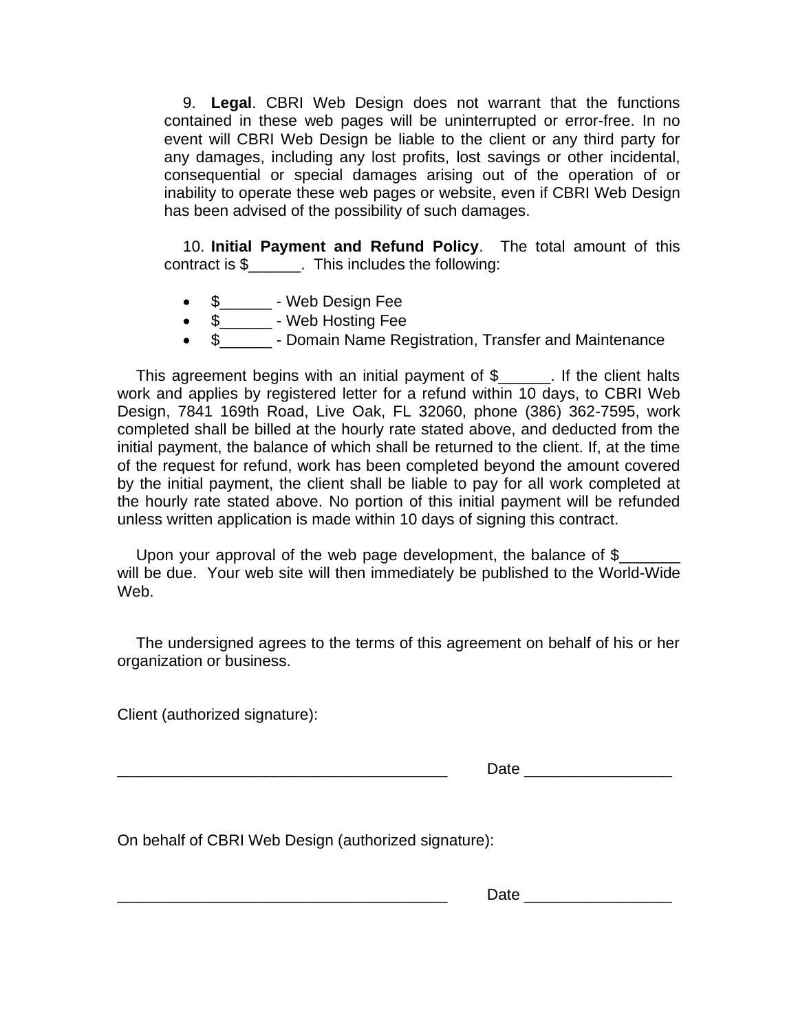9. **Legal**. CBRI Web Design does not warrant that the functions contained in these web pages will be uninterrupted or error-free. In no event will CBRI Web Design be liable to the client or any third party for any damages, including any lost profits, lost savings or other incidental, consequential or special damages arising out of the operation of or inability to operate these web pages or website, even if CBRI Web Design has been advised of the possibility of such damages.

10. **Initial Payment and Refund Policy**. The total amount of this contract is $______. This includes the following:

- $______ - Web Design Fee
- $______ - Web Hosting Fee
- $______ - Domain Name Registration, Transfer and Maintenance

This agreement begins with an initial payment of $______. If the client halts work and applies by registered letter for a refund within 10 days, to CBRI Web Design, 7841 169th Road, Live Oak, FL 32060, phone (386) 362-7595, work completed shall be billed at the hourly rate stated above, and deducted from the initial payment, the balance of which shall be returned to the client. If, at the time of the request for refund, work has been completed beyond the amount covered by the initial payment, the client shall be liable to pay for all work completed at the hourly rate stated above. No portion of this initial payment will be refunded unless written application is made within 10 days of signing this contract.

Upon your approval of the web page development, the balance of $_______ will be due. Your web site will then immediately be published to the World-Wide Web.

The undersigned agrees to the terms of this agreement on behalf of his or her organization or business.

Client (authorized signature):

_______________________________________ Date _________________

On behalf of CBRI Web Design (authorized signature):

_______________________________________ Date _________________